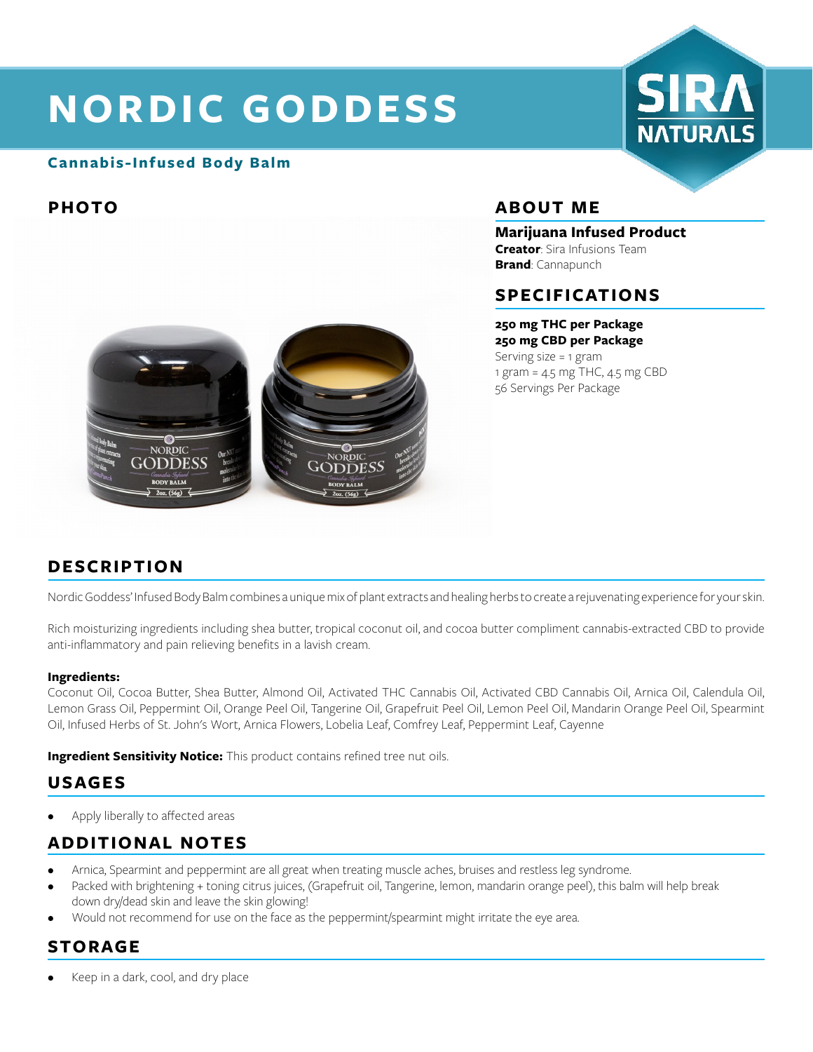# NORDIC GODDESS

**Cannabis-Infused Body Balm**

SIRA NATURALS

## PHOTO

## ABOUT ME

**Marijuana Infused Product**
**Creator**: Sira Infusions Team
**Brand**: Cannapunch

## SPECIFICATIONS

**250 mg THC per Package**
**250 mg CBD per Package**
Serving size = 1 gram
1 gram = 4.5 mg THC, 4.5 mg CBD
56 Servings Per Package

## DESCRIPTION

Nordic Goddess' Infused Body Balm combines a unique mix of plant extracts and healing herbs to create a rejuvenating experience for your skin.

Rich moisturizing ingredients including shea butter, tropical coconut oil, and cocoa butter compliment cannabis-extracted CBD to provide anti-inflammatory and pain relieving benefits in a lavish cream.

**Ingredients:**
Coconut Oil, Cocoa Butter, Shea Butter, Almond Oil, Activated THC Cannabis Oil, Activated CBD Cannabis Oil, Arnica Oil, Calendula Oil, Lemon Grass Oil, Peppermint Oil, Orange Peel Oil, Tangerine Oil, Grapefruit Peel Oil, Lemon Peel Oil, Mandarin Orange Peel Oil, Spearmint Oil, Infused Herbs of St. John's Wort, Arnica Flowers, Lobelia Leaf, Comfrey Leaf, Peppermint Leaf, Cayenne

**Ingredient Sensitivity Notice:** This product contains refined tree nut oils.

## USAGES

- Apply liberally to affected areas

## ADDITIONAL NOTES

- Arnica, Spearmint and peppermint are all great when treating muscle aches, bruises and restless leg syndrome.
- Packed with brightening + toning citrus juices, (Grapefruit oil, Tangerine, lemon, mandarin orange peel), this balm will help break down dry/dead skin and leave the skin glowing!
- Would not recommend for use on the face as the peppermint/spearmint might irritate the eye area.

## STORAGE

- Keep in a dark, cool, and dry place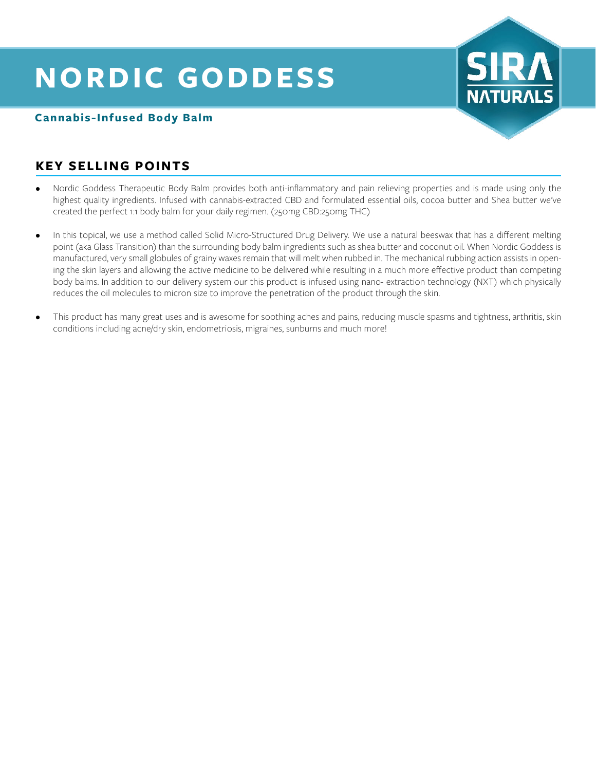# NORDIC GODDESS

SIRA NATURALS

### Cannabis-Infused Body Balm

## KEY SELLING POINTS

- Nordic Goddess Therapeutic Body Balm provides both anti-inflammatory and pain relieving properties and is made using only the highest quality ingredients. Infused with cannabis-extracted CBD and formulated essential oils, cocoa butter and Shea butter we've created the perfect 1:1 body balm for your daily regimen. (250mg CBD:250mg THC)

- In this topical, we use a method called Solid Micro-Structured Drug Delivery. We use a natural beeswax that has a different melting point (aka Glass Transition) than the surrounding body balm ingredients such as shea butter and coconut oil. When Nordic Goddess is manufactured, very small globules of grainy waxes remain that will melt when rubbed in. The mechanical rubbing action assists in opening the skin layers and allowing the active medicine to be delivered while resulting in a much more effective product than competing body balms. In addition to our delivery system our this product is infused using nano- extraction technology (NXT) which physically reduces the oil molecules to micron size to improve the penetration of the product through the skin.

- This product has many great uses and is awesome for soothing aches and pains, reducing muscle spasms and tightness, arthritis, skin conditions including acne/dry skin, endometriosis, migraines, sunburns and much more!